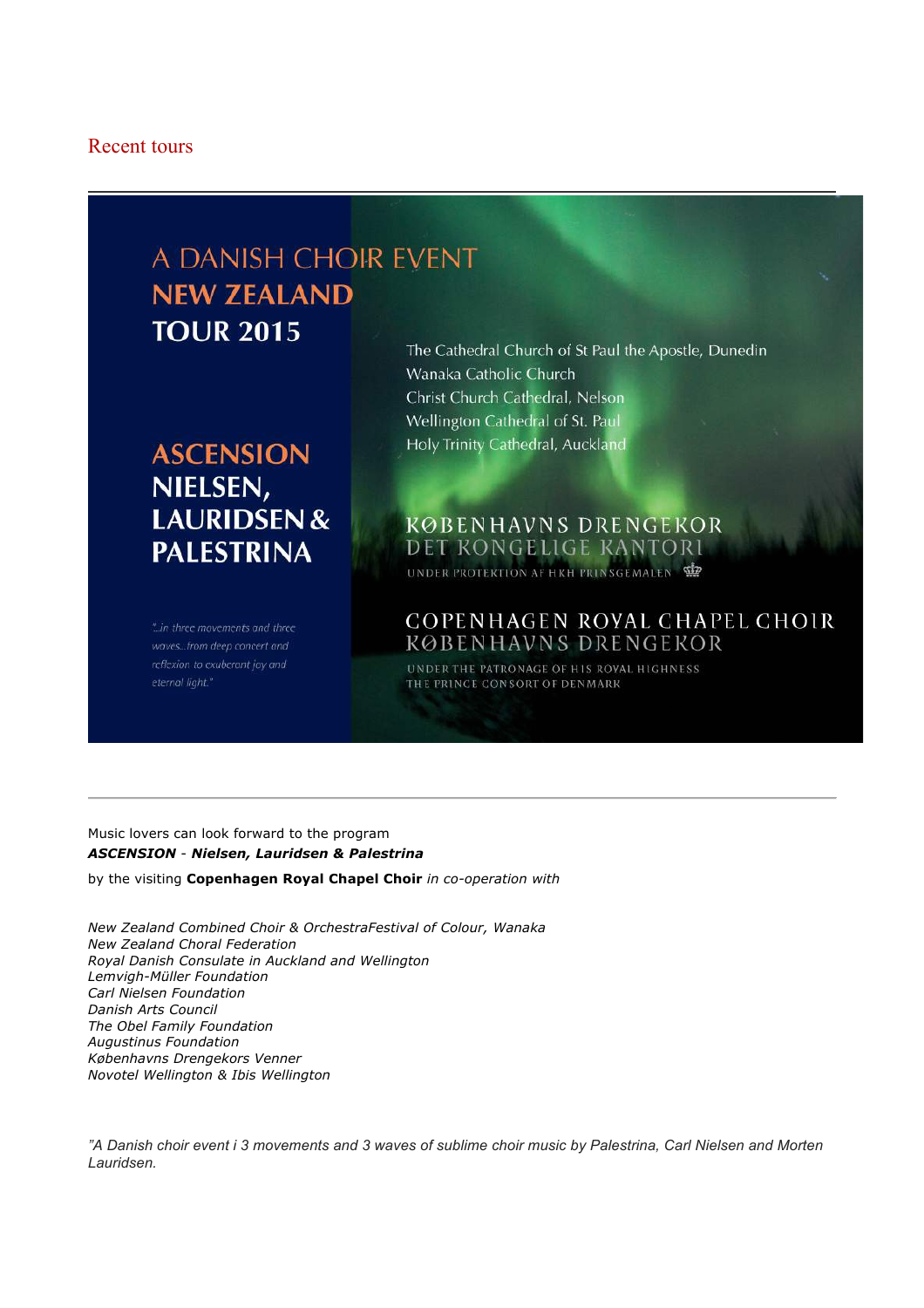## Recent tours

---

A DANISH CHOIR EVENT
**NEW ZEALAND**
**TOUR 2015**

**ASCENSION**
**NIELSEN,**
**LAURIDSEN &**
**PALESTRINA**

*"...in three movements and three waves...from deep concert and reflexion to exuberant joy and eternal light."*

The Cathedral Church of St Paul the Apostle, Dunedin
Wanaka Catholic Church
Christ Church Cathedral, Nelson
Wellington Cathedral of St. Paul
Holy Trinity Cathedral, Auckland

KØBENHAVNS DRENGEKOR
DET KONGELIGE KANTORI
UNDER PROTEKTION AF H.K.H. PRINSGEMALEN

COPENHAGEN ROYAL CHAPEL CHOIR
KØBENHAVNS DRENGEKOR
UNDER THE PATRONAGE OF HIS ROYAL HIGHNESS
THE PRINCE CONSORT OF DENMARK

---

Music lovers can look forward to the program
***ASCENSION*** - ***Nielsen, Lauridsen & Palestrina***

by the visiting **Copenhagen Royal Chapel Choir** *in co-operation with*

*New Zealand Combined Choir & OrchestraFestival of Colour, Wanaka*
*New Zealand Choral Federation*
*Royal Danish Consulate in Auckland and Wellington*
*Lemvigh-Müller Foundation*
*Carl Nielsen Foundation*
*Danish Arts Council*
*The Obel Family Foundation*
*Augustinus Foundation*
*Københavns Drengekors Venner*
*Novotel Wellington & Ibis Wellington*

*"A Danish choir event i 3 movements and 3 waves of sublime choir music by Palestrina, Carl Nielsen and Morten Lauridsen.*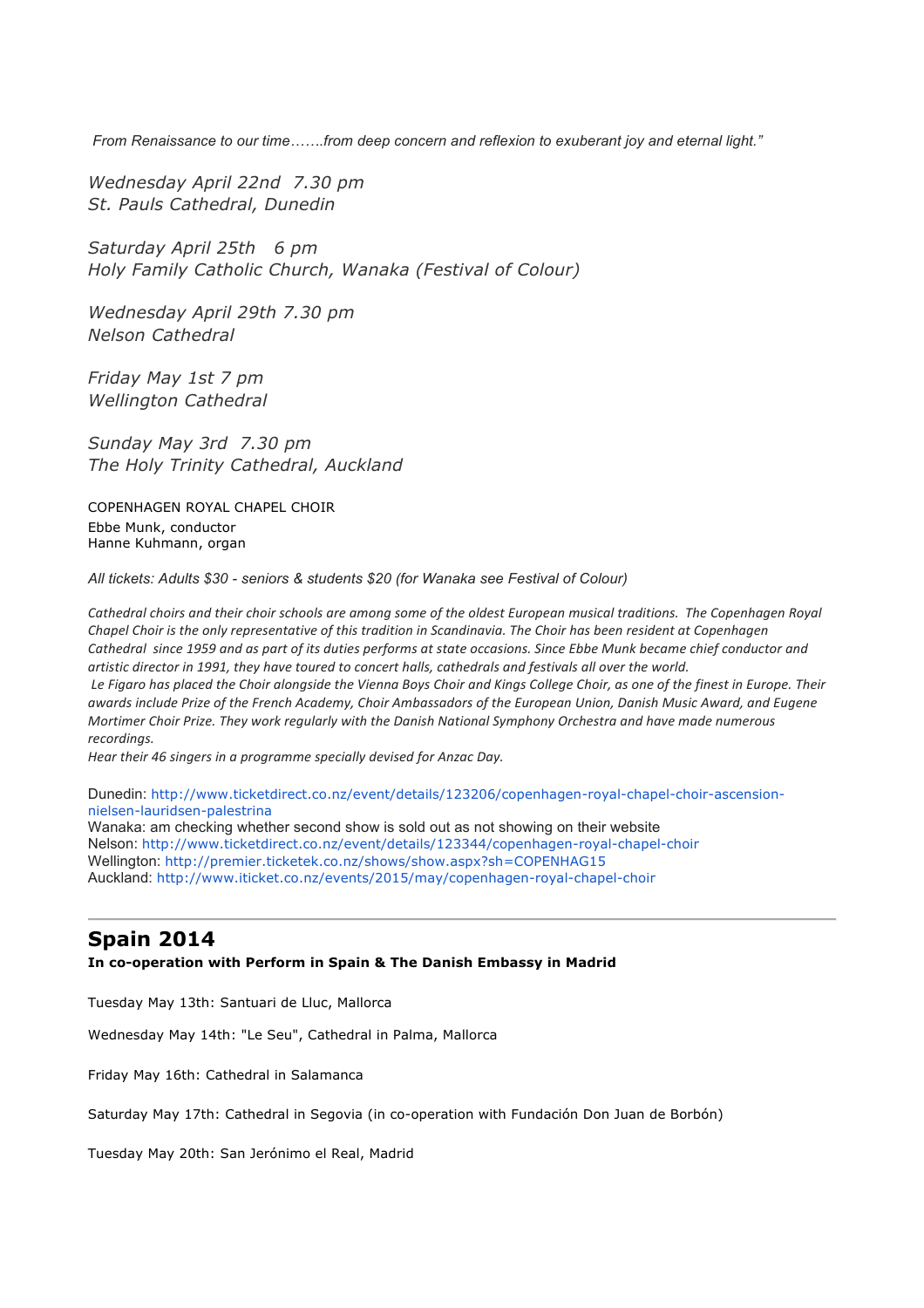*From Renaissance to our time…….from deep concern and reflexion to exuberant joy and eternal light."*

*Wednesday April 22nd  7.30 pm*
*St. Pauls Cathedral, Dunedin*

*Saturday April 25th   6 pm*
*Holy Family Catholic Church, Wanaka (Festival of Colour)*

*Wednesday April 29th 7.30 pm*
*Nelson Cathedral*

*Friday May 1st 7 pm*
*Wellington Cathedral*

*Sunday May 3rd  7.30 pm*
*The Holy Trinity Cathedral, Auckland*

COPENHAGEN ROYAL CHAPEL CHOIR
Ebbe Munk, conductor
Hanne Kuhmann, organ

*All tickets: Adults $30 - seniors & students $20 (for Wanaka see Festival of Colour)*

*Cathedral choirs and their choir schools are among some of the oldest European musical traditions. The Copenhagen Royal Chapel Choir is the only representative of this tradition in Scandinavia. The Choir has been resident at Copenhagen Cathedral since 1959 and as part of its duties performs at state occasions. Since Ebbe Munk became chief conductor and artistic director in 1991, they have toured to concert halls, cathedrals and festivals all over the world.*
*Le Figaro has placed the Choir alongside the Vienna Boys Choir and Kings College Choir, as one of the finest in Europe. Their awards include Prize of the French Academy, Choir Ambassadors of the European Union, Danish Music Award, and Eugene Mortimer Choir Prize. They work regularly with the Danish National Symphony Orchestra and have made numerous recordings.*
*Hear their 46 singers in a programme specially devised for Anzac Day.*

Dunedin: http://www.ticketdirect.co.nz/event/details/123206/copenhagen-royal-chapel-choir-ascension-nielsen-lauridsen-palestrina
Wanaka: am checking whether second show is sold out as not showing on their website
Nelson: http://www.ticketdirect.co.nz/event/details/123344/copenhagen-royal-chapel-choir
Wellington: http://premier.ticketek.co.nz/shows/show.aspx?sh=COPENHAG15
Auckland: http://www.iticket.co.nz/events/2015/may/copenhagen-royal-chapel-choir

---

## Spain 2014

**In co-operation with Perform in Spain & The Danish Embassy in Madrid**

Tuesday May 13th: Santuari de Lluc, Mallorca

Wednesday May 14th: "Le Seu", Cathedral in Palma, Mallorca

Friday May 16th: Cathedral in Salamanca

Saturday May 17th: Cathedral in Segovia (in co-operation with Fundación Don Juan de Borbón)

Tuesday May 20th: San Jerónimo el Real, Madrid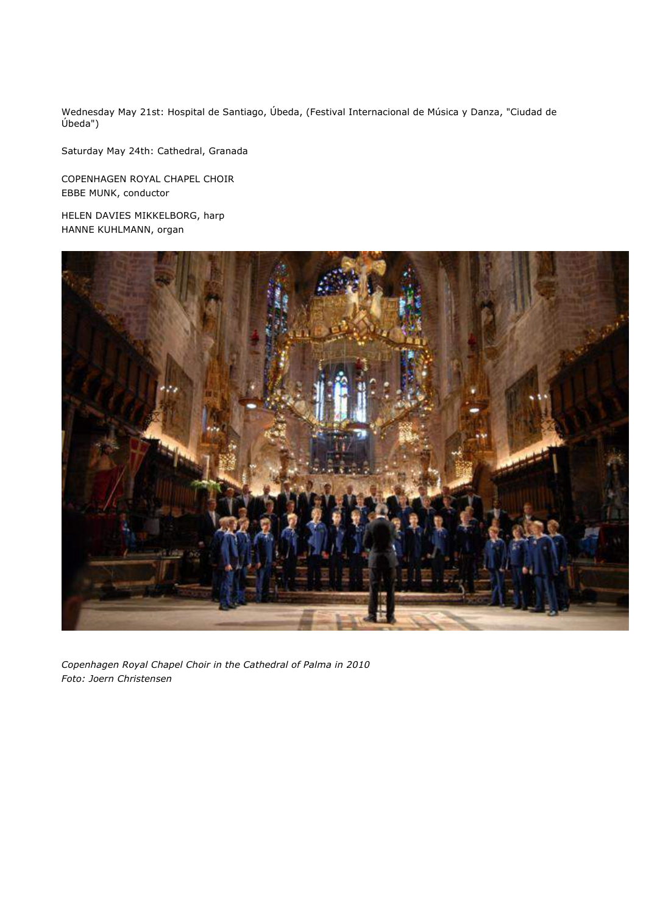Wednesday May 21st: Hospital de Santiago, Úbeda, (Festival Internacional de Música y Danza, "Ciudad de Úbeda")

Saturday May 24th: Cathedral, Granada

COPENHAGEN ROYAL CHAPEL CHOIR
EBBE MUNK, conductor

HELEN DAVIES MIKKELBORG, harp
HANNE KUHLMANN, organ

*Copenhagen Royal Chapel Choir in the Cathedral of Palma in 2010*
*Foto: Joern Christensen*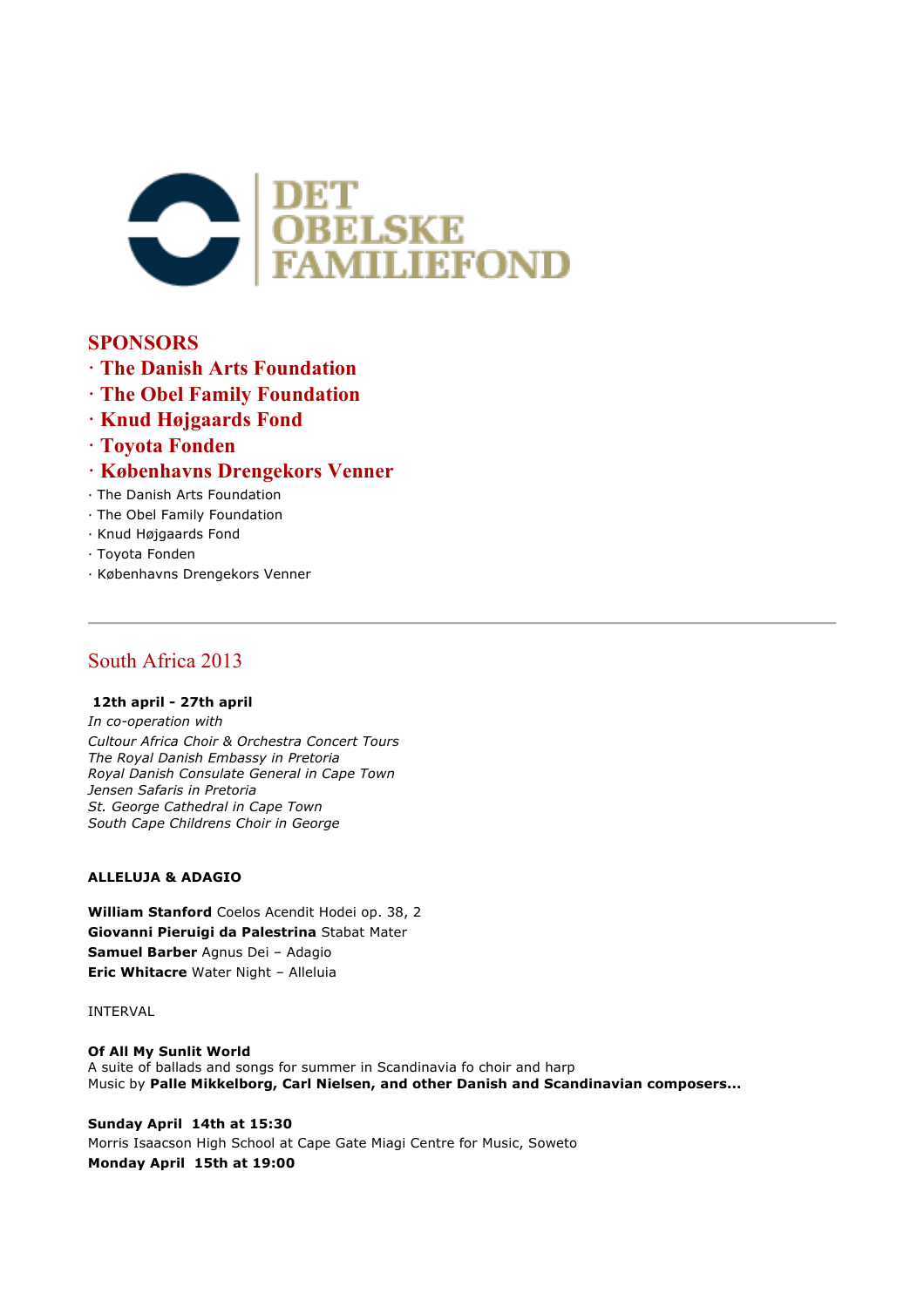DET OBELSKE FAMILIEFOND

## SPONSORS

**· The Danish Arts Foundation**
**· The Obel Family Foundation**
**· Knud Højgaards Fond**
**· Toyota Fonden**
**· Københavns Drengekors Venner**

· The Danish Arts Foundation
· The Obel Family Foundation
· Knud Højgaards Fond
· Toyota Fonden
· Københavns Drengekors Venner

---

## South Africa 2013

**12th april - 27th april**

*In co-operation with*
*Cultour Africa Choir & Orchestra Concert Tours*
*The Royal Danish Embassy in Pretoria*
*Royal Danish Consulate General in Cape Town*
*Jensen Safaris in Pretoria*
*St. George Cathedral in Cape Town*
*South Cape Childrens Choir in George*

**ALLELUJA & ADAGIO**

**William Stanford** Coelos Acendit Hodei op. 38, 2
**Giovanni Pieruigi da Palestrina** Stabat Mater
**Samuel Barber** Agnus Dei – Adagio
**Eric Whitacre** Water Night – Alleluia

INTERVAL

**Of All My Sunlit World**
A suite of ballads and songs for summer in Scandinavia fo choir and harp
Music by **Palle Mikkelborg, Carl Nielsen, and other Danish and Scandinavian composers...**

**Sunday April 14th at 15:30**
Morris Isaacson High School at Cape Gate Miagi Centre for Music, Soweto
**Monday April 15th at 19:00**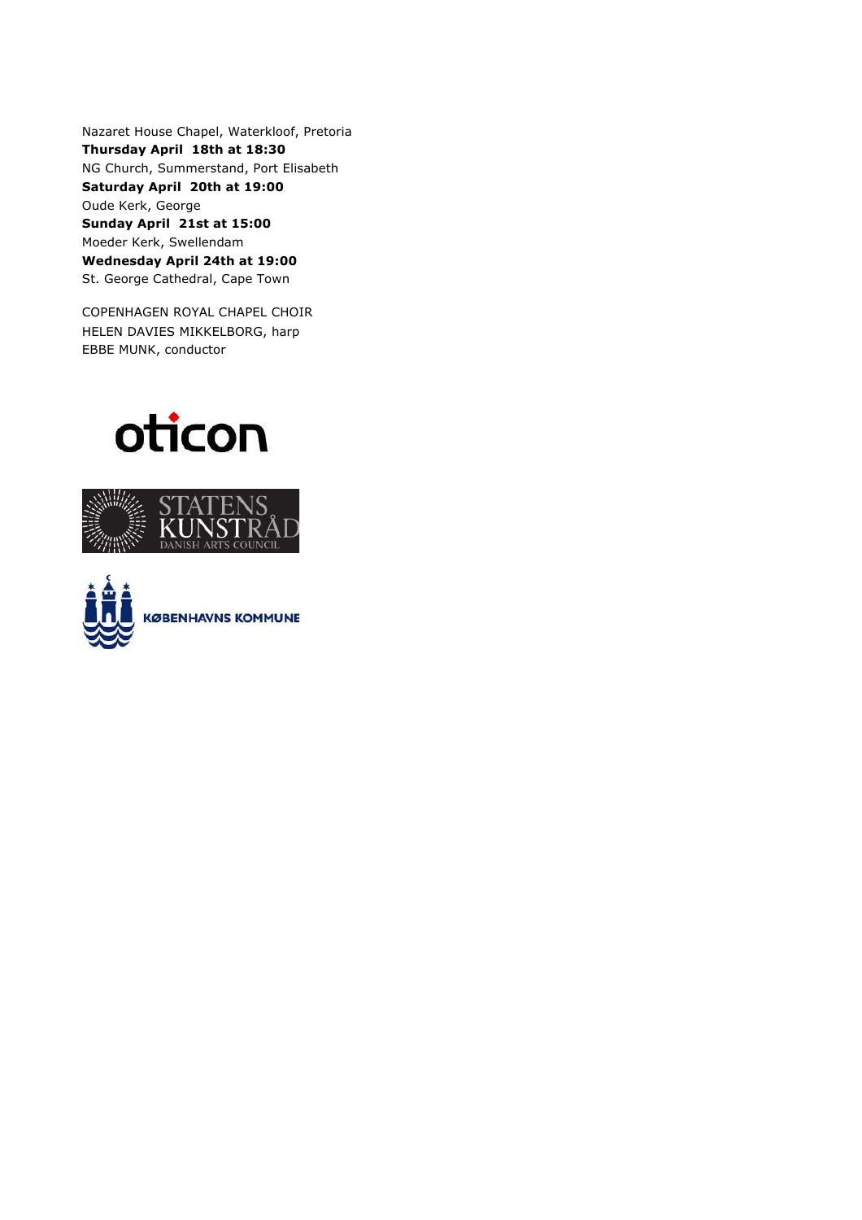Nazaret House Chapel, Waterkloof, Pretoria

**Thursday April 18th at 18:30**

NG Church, Summerstand, Port Elisabeth

**Saturday April 20th at 19:00**

Oude Kerk, George

**Sunday April 21st at 15:00**

Moeder Kerk, Swellendam

**Wednesday April 24th at 19:00**

St. George Cathedral, Cape Town

COPENHAGEN ROYAL CHAPEL CHOIR
HELEN DAVIES MIKKELBORG, harp
EBBE MUNK, conductor

oticon

STATENS KUNSTRÅD
DANISH ARTS COUNCIL

KØBENHAVNS KOMMUNE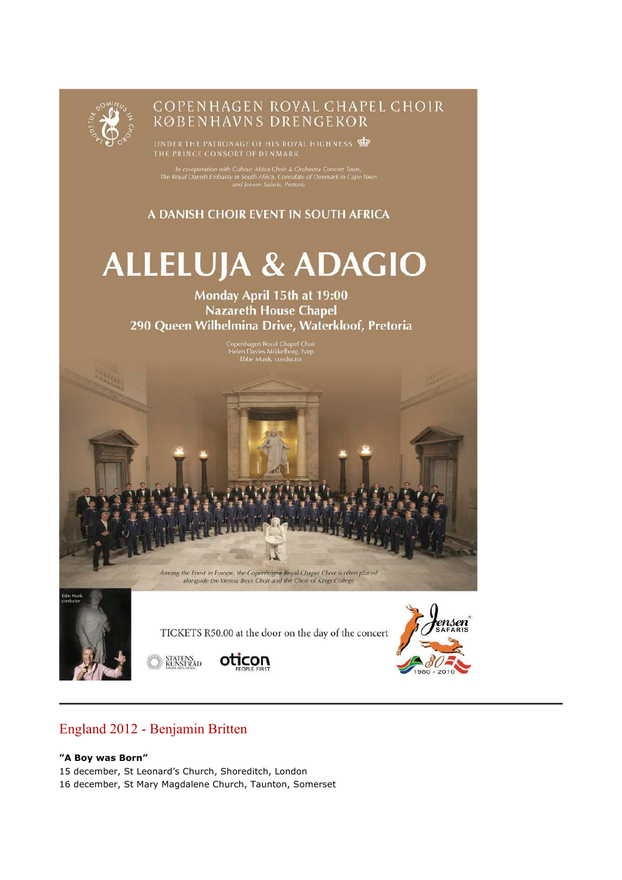# COPENHAGEN ROYAL CHAPEL CHOIR
# KØBENHAVNS DRENGEKOR

UNDER THE PATRONAGE OF HIS ROYAL HIGHNESS
THE PRINCE CONSORT OF DENMARK

*In co-operation with Cultour Africa Choir & Orchestra Concert Tours, The Royal Danish Embassy in South Africa, Consulate of Denmark in Cape Town and Jensen Safaris, Pretoria*

A DANISH CHOIR EVENT IN SOUTH AFRICA

# ALLELUJA & ADAGIO

**Monday April 15th at 19:00**
**Nazareth House Chapel**
**290 Queen Wilhelmina Drive, Waterkloof, Pretoria**

Copenhagen Royal Chapel Choir
Helen Davies Mikkelborg, harp
Ebbe Munk, conductor

*Among the finest in Europe, the Copenhagen Royal Chapel Choir is often placed alongside the Vienna Boys Choir and the Choir of Kings College*

Ebbe Munk
conductor

TICKETS R50.00 at the door on the day of the concert

STATENS KUNSTRÅD DANISH ARTS COUNCIL

oticon PEOPLE FIRST

Jensen SAFARIS 30 1980 - 2010

---

## England 2012 - Benjamin Britten

**"A Boy was Born"**
15 december, St Leonard's Church, Shoreditch, London
16 december, St Mary Magdalene Church, Taunton, Somerset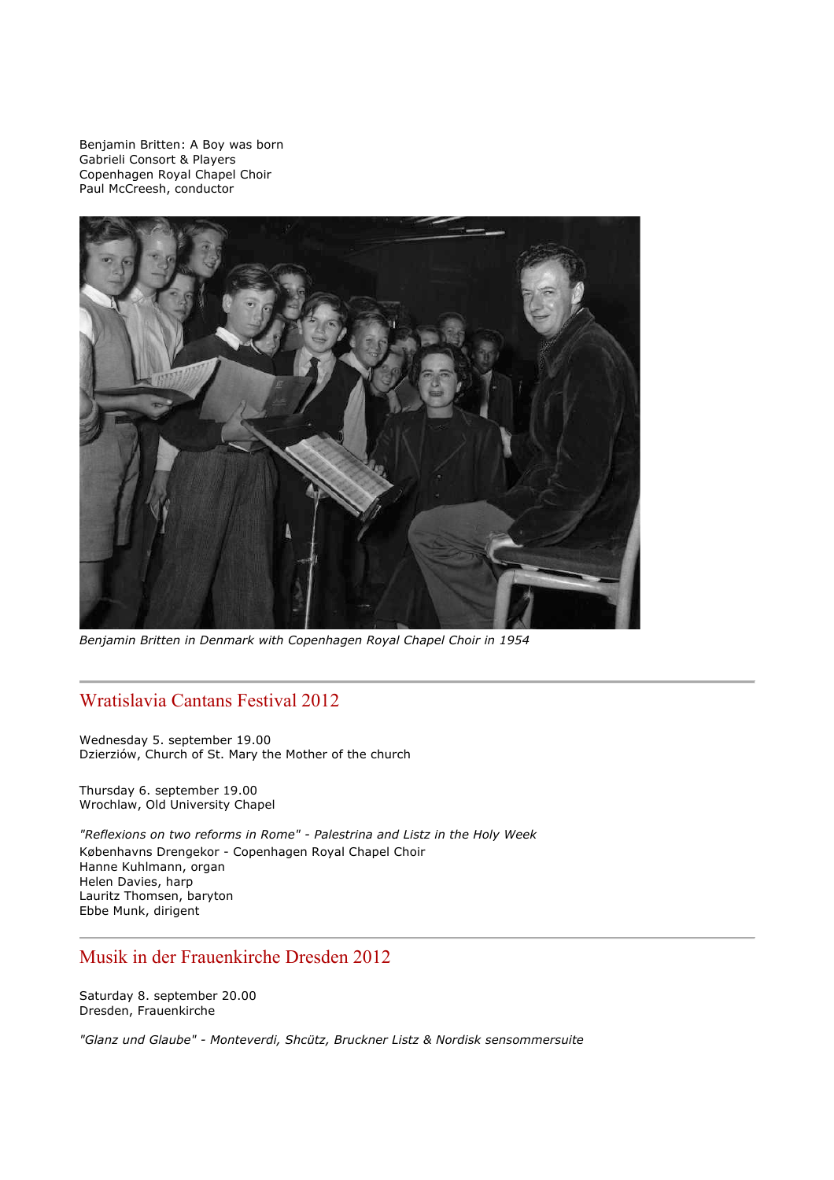Benjamin Britten: A Boy was born
Gabrieli Consort & Players
Copenhagen Royal Chapel Choir
Paul McCreesh, conductor

*Benjamin Britten in Denmark with Copenhagen Royal Chapel Choir in 1954*

---

## Wratislavia Cantans Festival 2012

Wednesday 5. september 19.00
Dzierziów, Church of St. Mary the Mother of the church

Thursday 6. september 19.00
Wrochlaw, Old University Chapel

*"Reflexions on two reforms in Rome" - Palestrina and Listz in the Holy Week*
Københavns Drengekor - Copenhagen Royal Chapel Choir
Hanne Kuhlmann, organ
Helen Davies, harp
Lauritz Thomsen, baryton
Ebbe Munk, dirigent

---

## Musik in der Frauenkirche Dresden 2012

Saturday 8. september 20.00
Dresden, Frauenkirche

*"Glanz und Glaube" - Monteverdi, Shcütz, Bruckner Listz & Nordisk sensommersuite*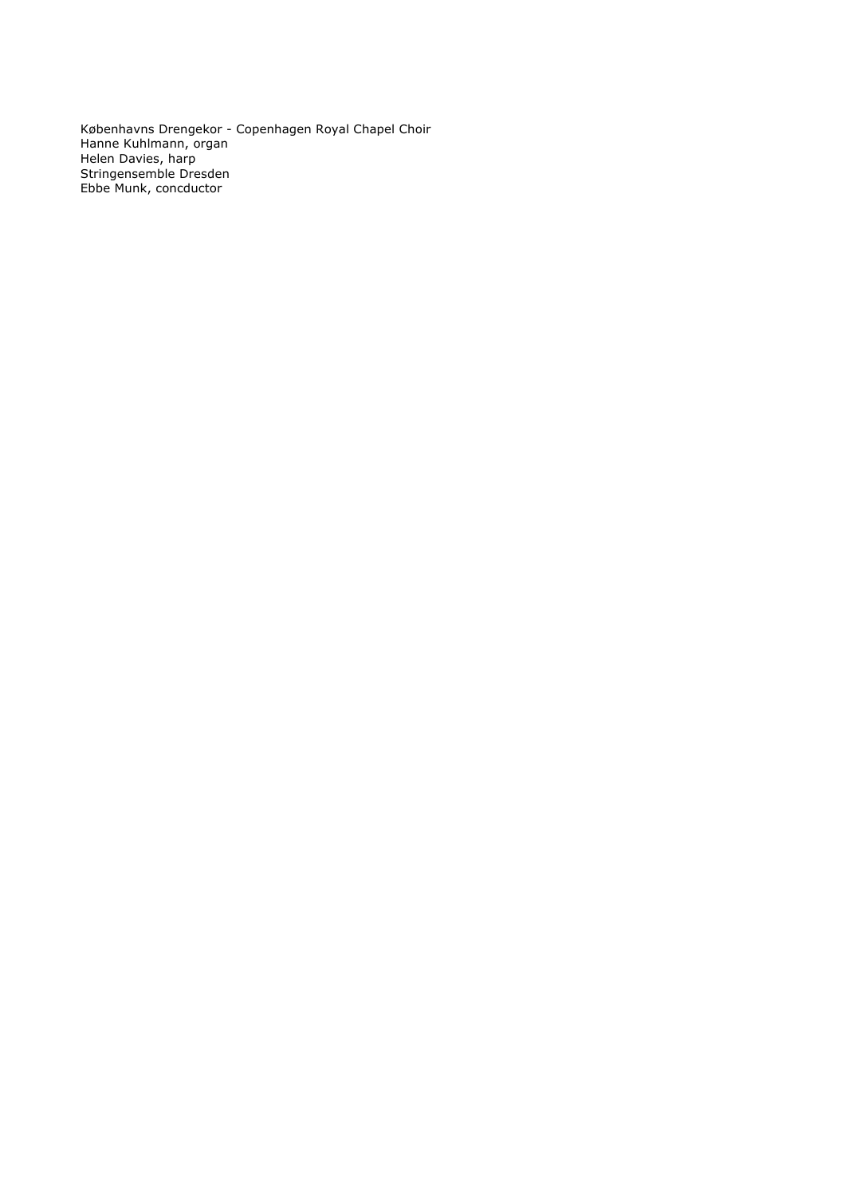Københavns Drengekor - Copenhagen Royal Chapel Choir
Hanne Kuhlmann, organ
Helen Davies, harp
Stringensemble Dresden
Ebbe Munk, concductor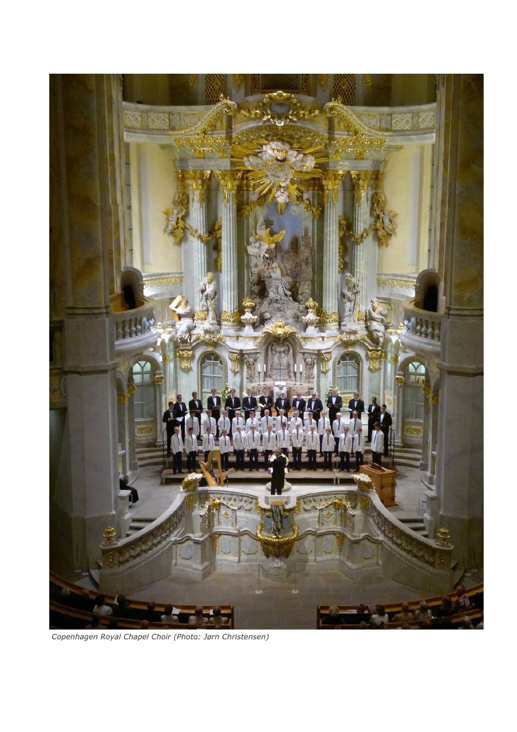*Copenhagen Royal Chapel Choir (Photo: Jørn Christensen)*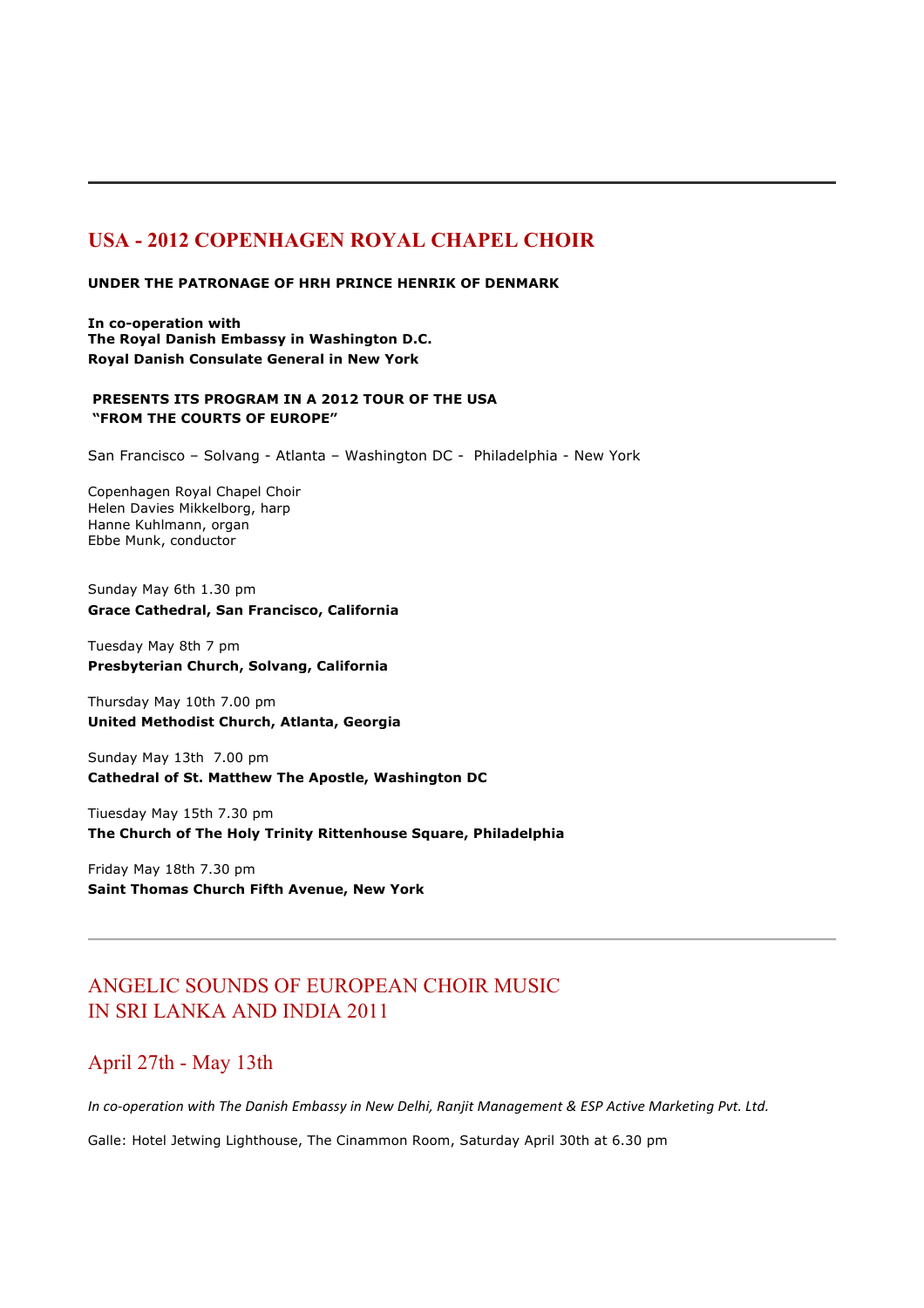## USA - 2012 COPENHAGEN ROYAL CHAPEL CHOIR

**UNDER THE PATRONAGE OF HRH PRINCE HENRIK OF DENMARK**

**In co-operation with**
**The Royal Danish Embassy in Washington D.C.**
**Royal Danish Consulate General in New York**

**PRESENTS ITS PROGRAM IN A 2012 TOUR OF THE USA**
**"FROM THE COURTS OF EUROPE"**

San Francisco – Solvang - Atlanta – Washington DC - Philadelphia - New York

Copenhagen Royal Chapel Choir
Helen Davies Mikkelborg, harp
Hanne Kuhlmann, organ
Ebbe Munk, conductor

Sunday May 6th 1.30 pm
**Grace Cathedral, San Francisco, California**

Tuesday May 8th 7 pm
**Presbyterian Church, Solvang, California**

Thursday May 10th 7.00 pm
**United Methodist Church, Atlanta, Georgia**

Sunday May 13th 7.00 pm
**Cathedral of St. Matthew The Apostle, Washington DC**

Tiuesday May 15th 7.30 pm
**The Church of The Holy Trinity Rittenhouse Square, Philadelphia**

Friday May 18th 7.30 pm
**Saint Thomas Church Fifth Avenue, New York**

---

## ANGELIC SOUNDS OF EUROPEAN CHOIR MUSIC IN SRI LANKA AND INDIA 2011

### April 27th - May 13th

*In co-operation with The Danish Embassy in New Delhi, Ranjit Management & ESP Active Marketing Pvt. Ltd.*

Galle: Hotel Jetwing Lighthouse, The Cinammon Room, Saturday April 30th at 6.30 pm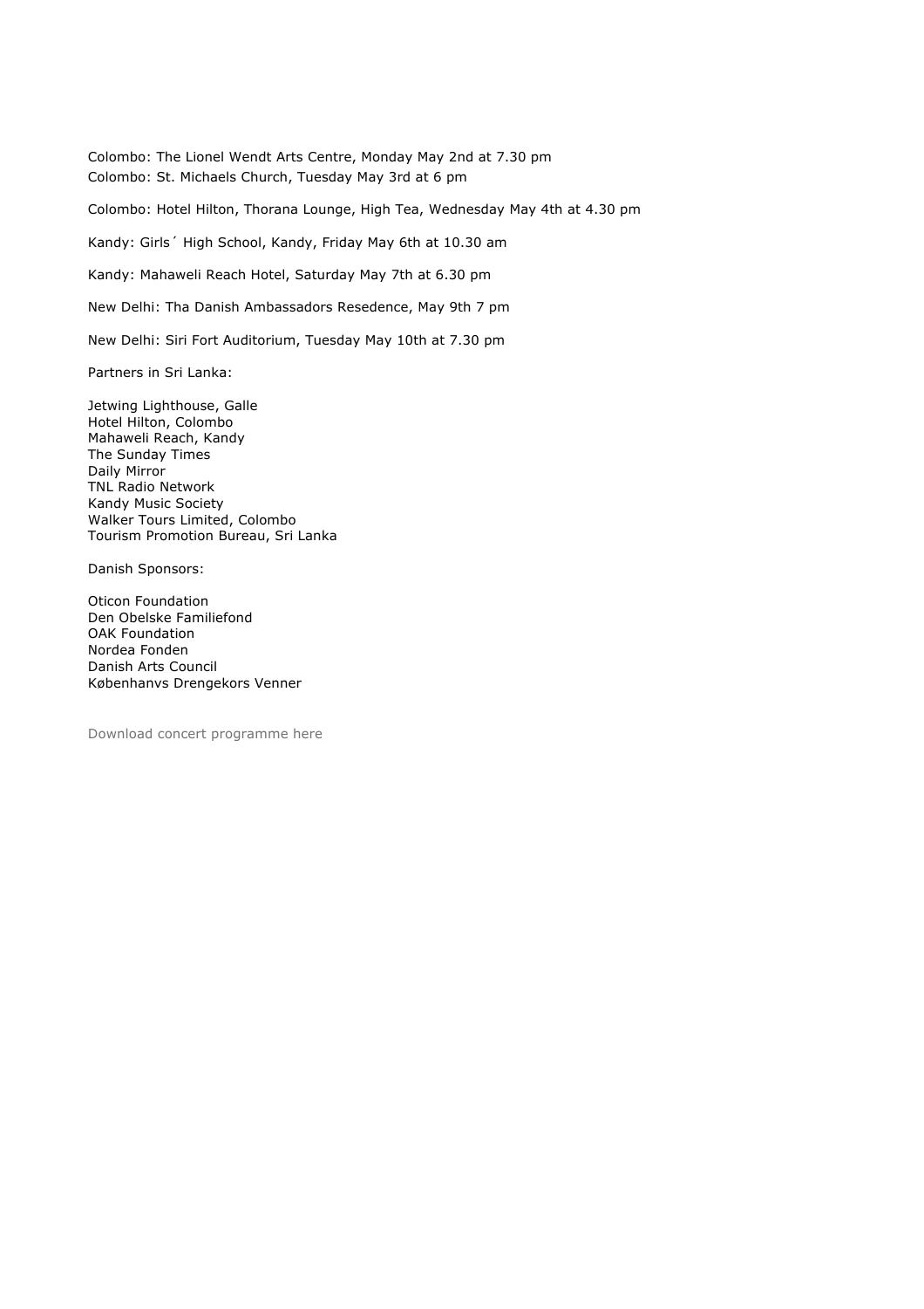Colombo: The Lionel Wendt Arts Centre, Monday May 2nd at 7.30 pm
Colombo: St. Michaels Church, Tuesday May 3rd at 6 pm

Colombo: Hotel Hilton, Thorana Lounge, High Tea, Wednesday May 4th at 4.30 pm

Kandy: Girls´ High School, Kandy, Friday May 6th at 10.30 am

Kandy: Mahaweli Reach Hotel, Saturday May 7th at 6.30 pm

New Delhi: Tha Danish Ambassadors Resedence, May 9th 7 pm

New Delhi: Siri Fort Auditorium, Tuesday May 10th at 7.30 pm

Partners in Sri Lanka:

Jetwing Lighthouse, Galle
Hotel Hilton, Colombo
Mahaweli Reach, Kandy
The Sunday Times
Daily Mirror
TNL Radio Network
Kandy Music Society
Walker Tours Limited, Colombo
Tourism Promotion Bureau, Sri Lanka

Danish Sponsors:

Oticon Foundation
Den Obelske Familiefond
OAK Foundation
Nordea Fonden
Danish Arts Council
Københanvs Drengekors Venner

Download concert programme here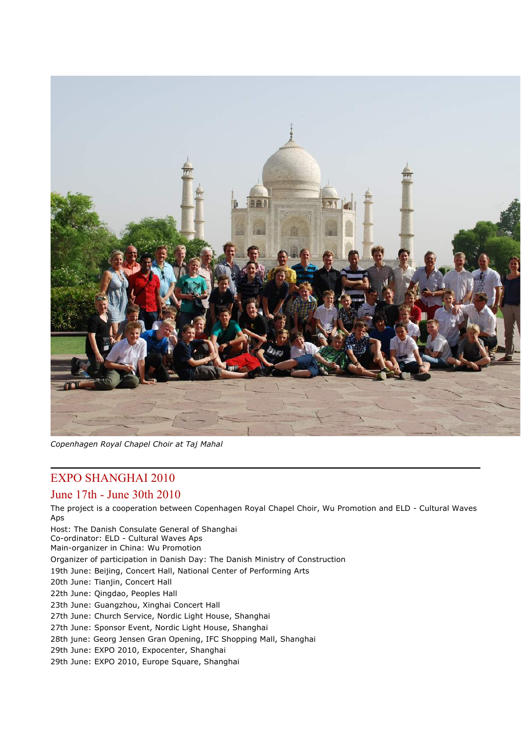*Copenhagen Royal Chapel Choir at Taj Mahal*

## EXPO SHANGHAI 2010

### June 17th - June 30th 2010

The project is a cooperation between Copenhagen Royal Chapel Choir, Wu Promotion and ELD - Cultural Waves Aps

Host: The Danish Consulate General of Shanghai
Co-ordinator: ELD - Cultural Waves Aps
Main-organizer in China: Wu Promotion

Organizer of participation in Danish Day: The Danish Ministry of Construction

19th June: Beijing, Concert Hall, National Center of Performing Arts

20th June: Tianjin, Concert Hall

22th June: Qingdao, Peoples Hall

23th June: Guangzhou, Xinghai Concert Hall

27th June: Church Service, Nordic Light House, Shanghai

27th June: Sponsor Event, Nordic Light House, Shanghai

28th june: Georg Jensen Gran Opening, IFC Shopping Mall, Shanghai

29th June: EXPO 2010, Expocenter, Shanghai

29th June: EXPO 2010, Europe Square, Shanghai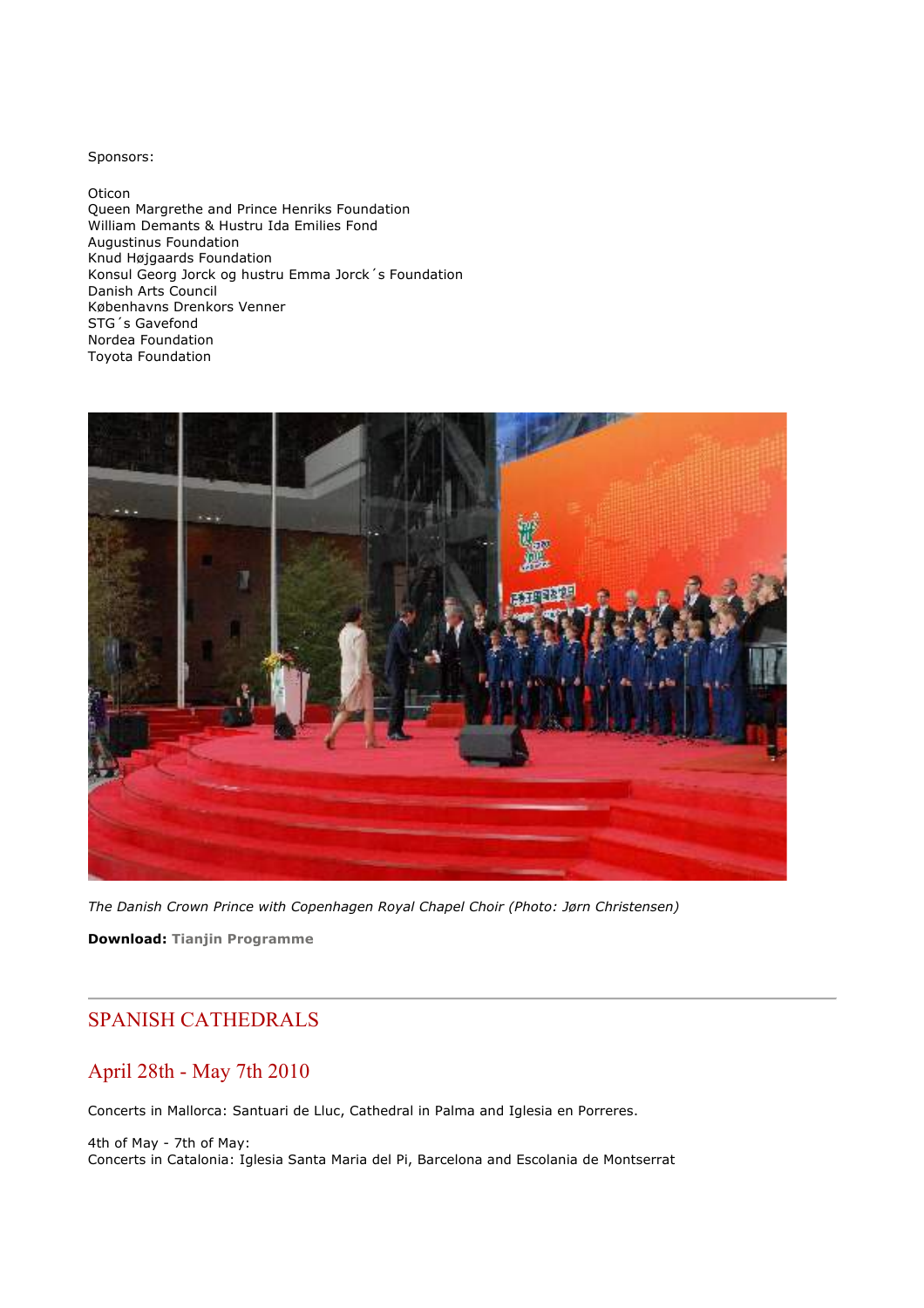Sponsors:

Oticon
Queen Margrethe and Prince Henriks Foundation
William Demants & Hustru Ida Emilies Fond
Augustinus Foundation
Knud Højgaards Foundation
Konsul Georg Jorck og hustru Emma Jorck´s Foundation
Danish Arts Council
Københavns Drenkors Venner
STG´s Gavefond
Nordea Foundation
Toyota Foundation

*The Danish Crown Prince with Copenhagen Royal Chapel Choir (Photo: Jørn Christensen)*

**Download:** **Tianjin Programme**

---

## SPANISH CATHEDRALS

## April 28th - May 7th 2010

Concerts in Mallorca: Santuari de Lluc, Cathedral in Palma and Iglesia en Porreres.

4th of May - 7th of May:
Concerts in Catalonia: Iglesia Santa Maria del Pi, Barcelona and Escolania de Montserrat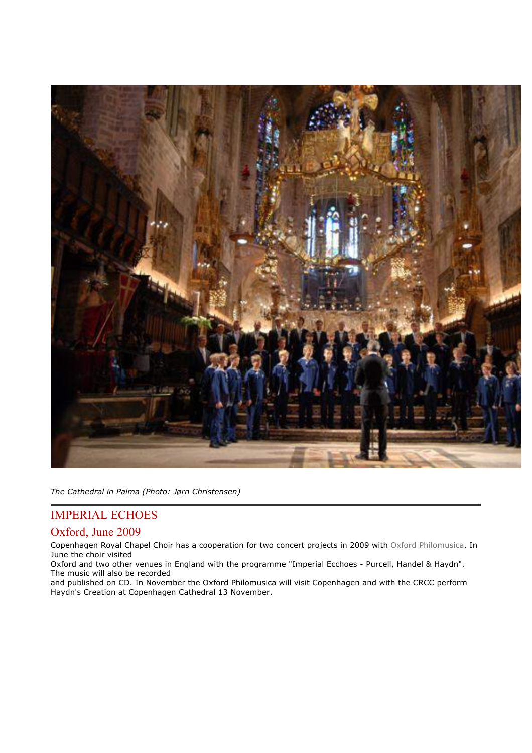*The Cathedral in Palma (Photo: Jørn Christensen)*

## IMPERIAL ECHOES

## Oxford, June 2009

Copenhagen Royal Chapel Choir has a cooperation for two concert projects in 2009 with Oxford Philomusica. In June the choir visited Oxford and two other venues in England with the programme "Imperial Ecchoes - Purcell, Handel & Haydn". The music will also be recorded and published on CD. In November the Oxford Philomusica will visit Copenhagen and with the CRCC perform Haydn's Creation at Copenhagen Cathedral 13 November.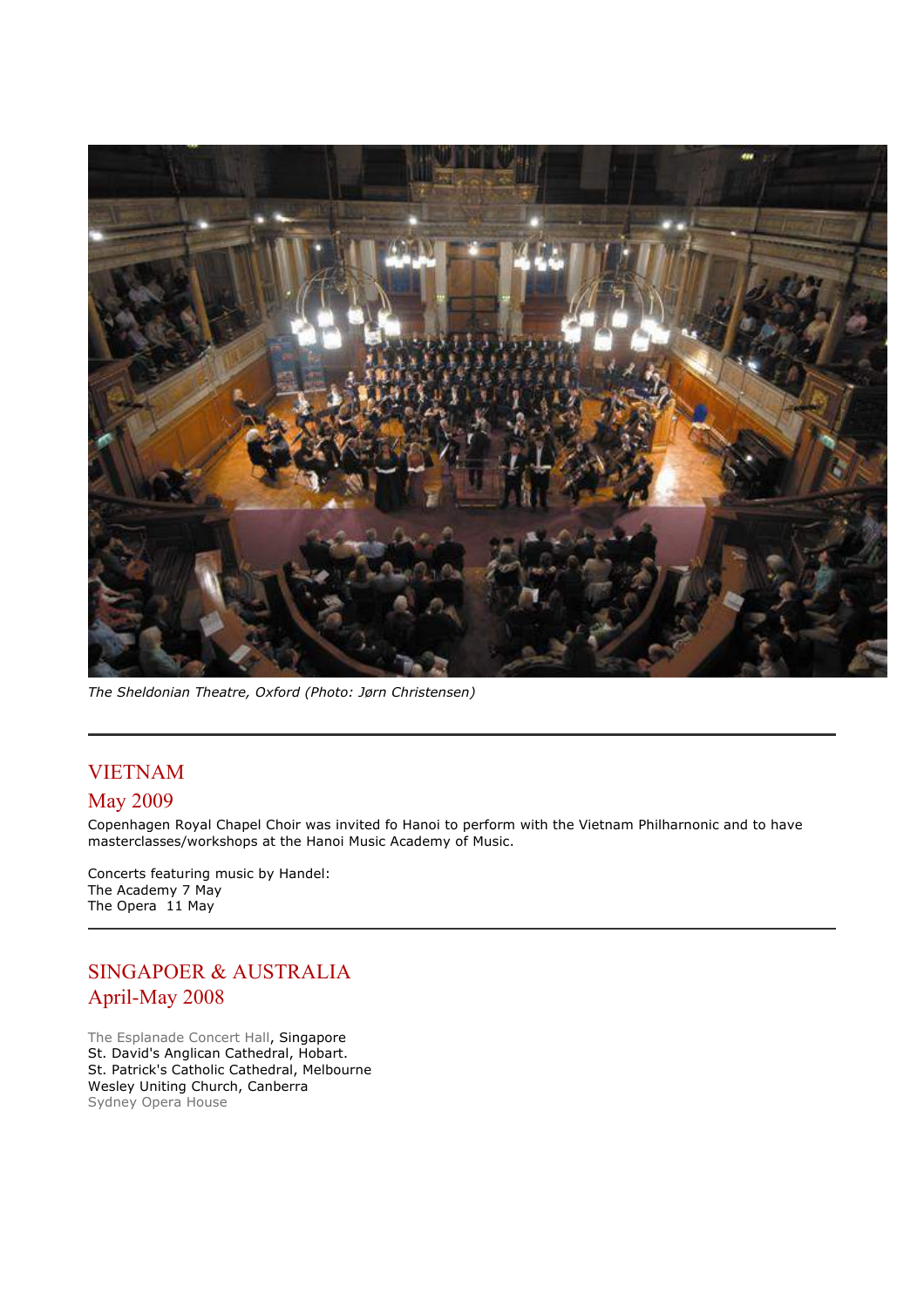*The Sheldonian Theatre, Oxford (Photo: Jørn Christensen)*

---

## VIETNAM

## May 2009

Copenhagen Royal Chapel Choir was invited fo Hanoi to perform with the Vietnam Philharnonic and to have masterclasses/workshops at the Hanoi Music Academy of Music.

Concerts featuring music by Handel:
The Academy 7 May
The Opera  11 May

---

## SINGAPOER & AUSTRALIA

## April-May 2008

The Esplanade Concert Hall, Singapore
St. David's Anglican Cathedral, Hobart.
St. Patrick's Catholic Cathedral, Melbourne
Wesley Uniting Church, Canberra
Sydney Opera House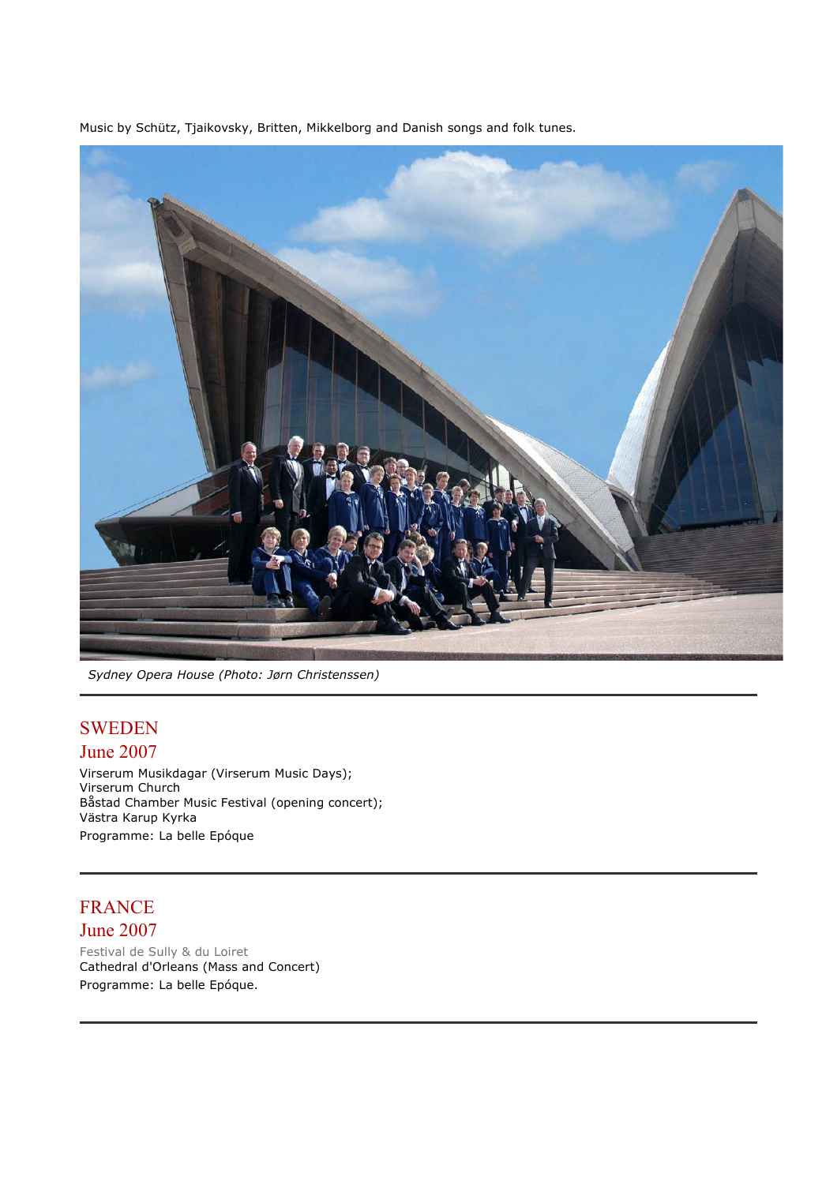Music by Schütz, Tjaikovsky, Britten, Mikkelborg and Danish songs and folk tunes.

*Sydney Opera House (Photo: Jørn Christenssen)*

---

## SWEDEN

## June 2007

Virserum Musikdagar (Virserum Music Days);
Virserum Church
Båstad Chamber Music Festival (opening concert);
Västra Karup Kyrka
Programme: La belle Epóque

---

## FRANCE

## June 2007

Festival de Sully & du Loiret
Cathedral d'Orleans (Mass and Concert)
Programme: La belle Epóque.

---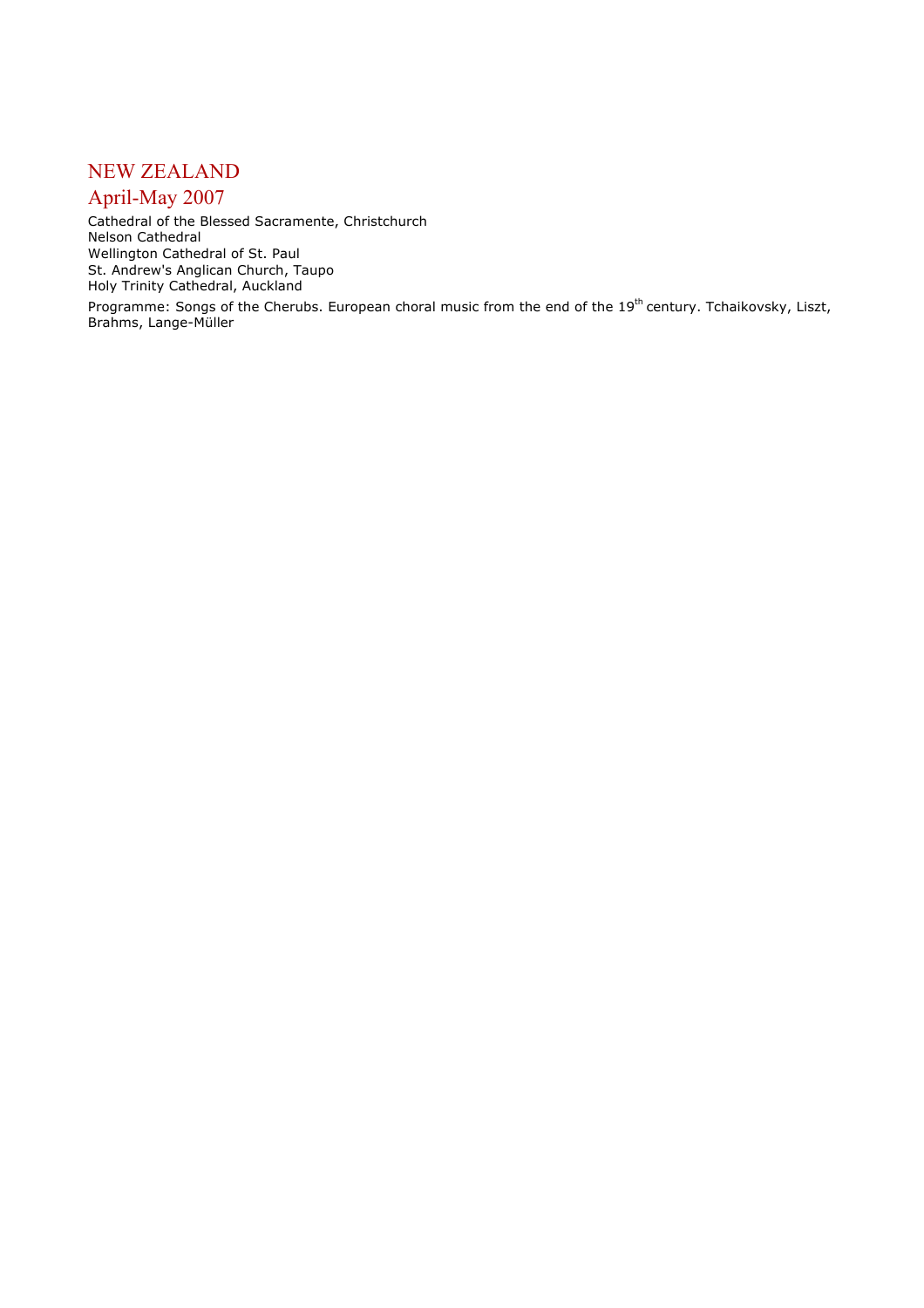## NEW ZEALAND

## April-May 2007

Cathedral of the Blessed Sacramente, Christchurch
Nelson Cathedral
Wellington Cathedral of St. Paul
St. Andrew's Anglican Church, Taupo
Holy Trinity Cathedral, Auckland

Programme: Songs of the Cherubs. European choral music from the end of the 19th century. Tchaikovsky, Liszt, Brahms, Lange-Müller